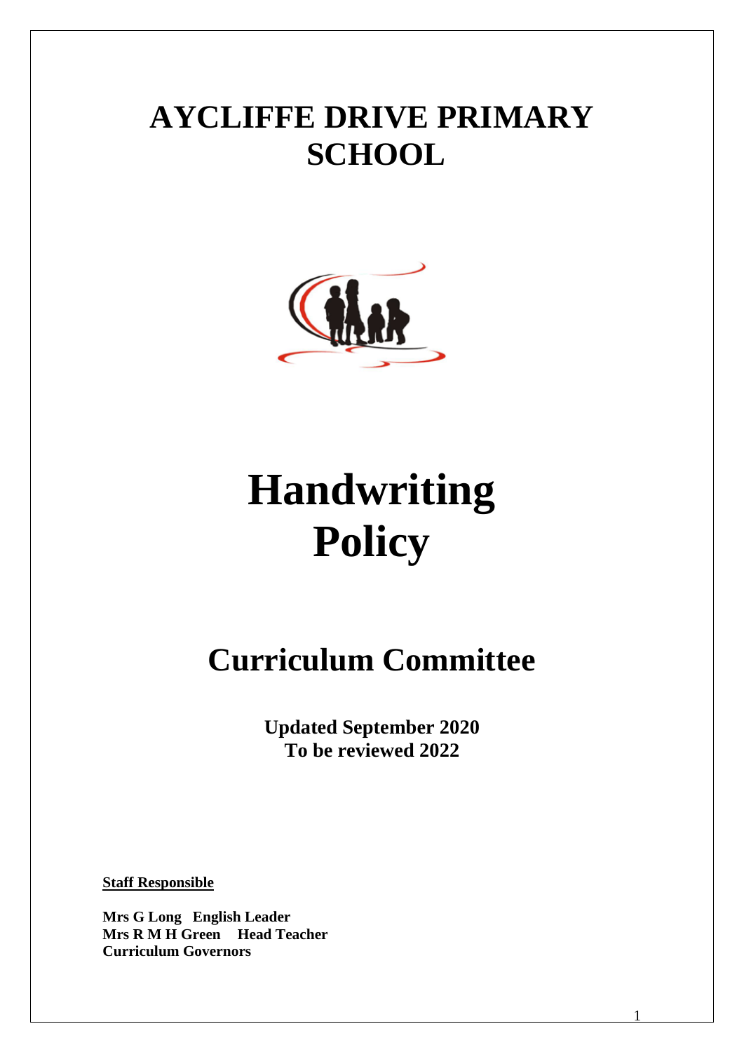# AYCLIFFE DRIVE PRIMARY SCHOOL

# Handwriting Policy

## Curriculum Committee

**Updated September 2020**
**To be reviewed 2022**

**Staff Responsible**

**Mrs G Long English Leader**
**Mrs R M H Green Head Teacher**
**Curriculum Governors**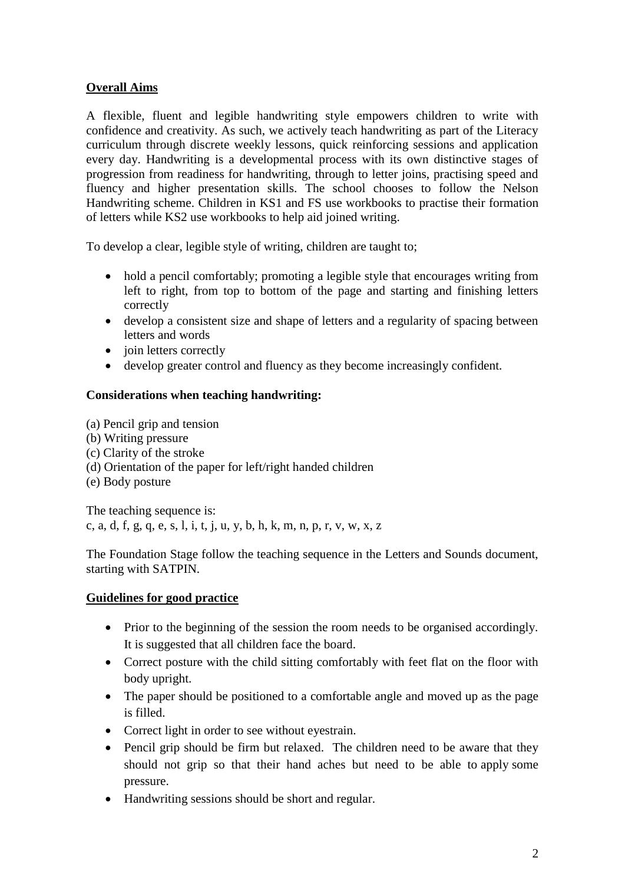## Overall Aims

A flexible, fluent and legible handwriting style empowers children to write with confidence and creativity. As such, we actively teach handwriting as part of the Literacy curriculum through discrete weekly lessons, quick reinforcing sessions and application every day. Handwriting is a developmental process with its own distinctive stages of progression from readiness for handwriting, through to letter joins, practising speed and fluency and higher presentation skills. The school chooses to follow the Nelson Handwriting scheme. Children in KS1 and FS use workbooks to practise their formation of letters while KS2 use workbooks to help aid joined writing.

To develop a clear, legible style of writing, children are taught to;

- hold a pencil comfortably; promoting a legible style that encourages writing from left to right, from top to bottom of the page and starting and finishing letters correctly
- develop a consistent size and shape of letters and a regularity of spacing between letters and words
- join letters correctly
- develop greater control and fluency as they become increasingly confident.

### Considerations when teaching handwriting:

(a) Pencil grip and tension
(b) Writing pressure
(c) Clarity of the stroke
(d) Orientation of the paper for left/right handed children
(e) Body posture

The teaching sequence is:
c, a, d, f, g, q, e, s, l, i, t, j, u, y, b, h, k, m, n, p, r, v, w, x, z

The Foundation Stage follow the teaching sequence in the Letters and Sounds document, starting with SATPIN.

## Guidelines for good practice

- Prior to the beginning of the session the room needs to be organised accordingly. It is suggested that all children face the board.
- Correct posture with the child sitting comfortably with feet flat on the floor with body upright.
- The paper should be positioned to a comfortable angle and moved up as the page is filled.
- Correct light in order to see without eyestrain.
- Pencil grip should be firm but relaxed. The children need to be aware that they should not grip so that their hand aches but need to be able to apply some pressure.
- Handwriting sessions should be short and regular.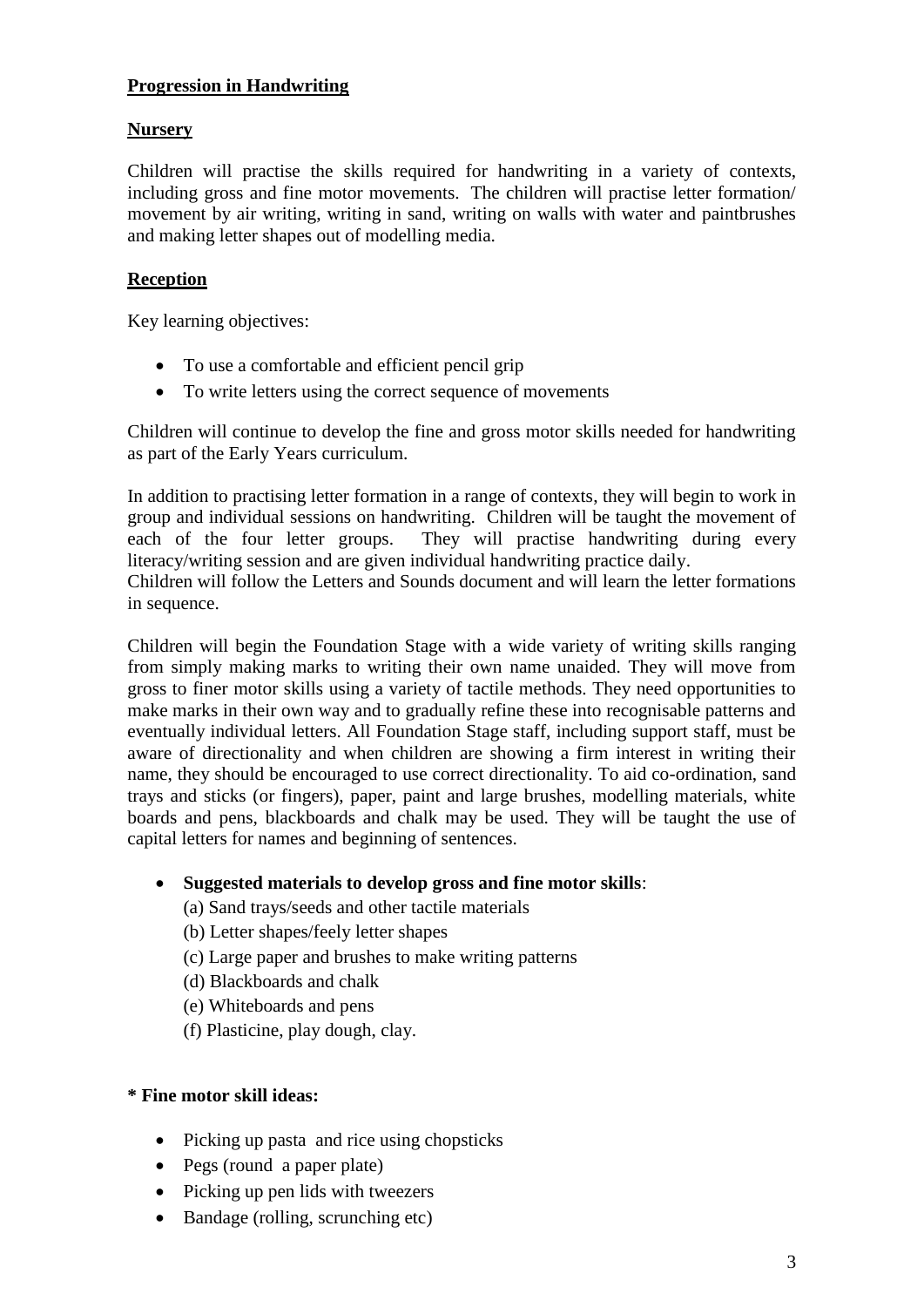**Progression in Handwriting**

**Nursery**

Children will practise the skills required for handwriting in a variety of contexts, including gross and fine motor movements. The children will practise letter formation/ movement by air writing, writing in sand, writing on walls with water and paintbrushes and making letter shapes out of modelling media.

**Reception**

Key learning objectives:

- To use a comfortable and efficient pencil grip
- To write letters using the correct sequence of movements

Children will continue to develop the fine and gross motor skills needed for handwriting as part of the Early Years curriculum.

In addition to practising letter formation in a range of contexts, they will begin to work in group and individual sessions on handwriting. Children will be taught the movement of each of the four letter groups. They will practise handwriting during every literacy/writing session and are given individual handwriting practice daily.
Children will follow the Letters and Sounds document and will learn the letter formations in sequence.

Children will begin the Foundation Stage with a wide variety of writing skills ranging from simply making marks to writing their own name unaided. They will move from gross to finer motor skills using a variety of tactile methods. They need opportunities to make marks in their own way and to gradually refine these into recognisable patterns and eventually individual letters. All Foundation Stage staff, including support staff, must be aware of directionality and when children are showing a firm interest in writing their name, they should be encouraged to use correct directionality. To aid co-ordination, sand trays and sticks (or fingers), paper, paint and large brushes, modelling materials, white boards and pens, blackboards and chalk may be used. They will be taught the use of capital letters for names and beginning of sentences.

- **Suggested materials to develop gross and fine motor skills**:
  (a) Sand trays/seeds and other tactile materials
  (b) Letter shapes/feely letter shapes
  (c) Large paper and brushes to make writing patterns
  (d) Blackboards and chalk
  (e) Whiteboards and pens
  (f) Plasticine, play dough, clay.

**\* Fine motor skill ideas:**

- Picking up pasta and rice using chopsticks
- Pegs (round a paper plate)
- Picking up pen lids with tweezers
- Bandage (rolling, scrunching etc)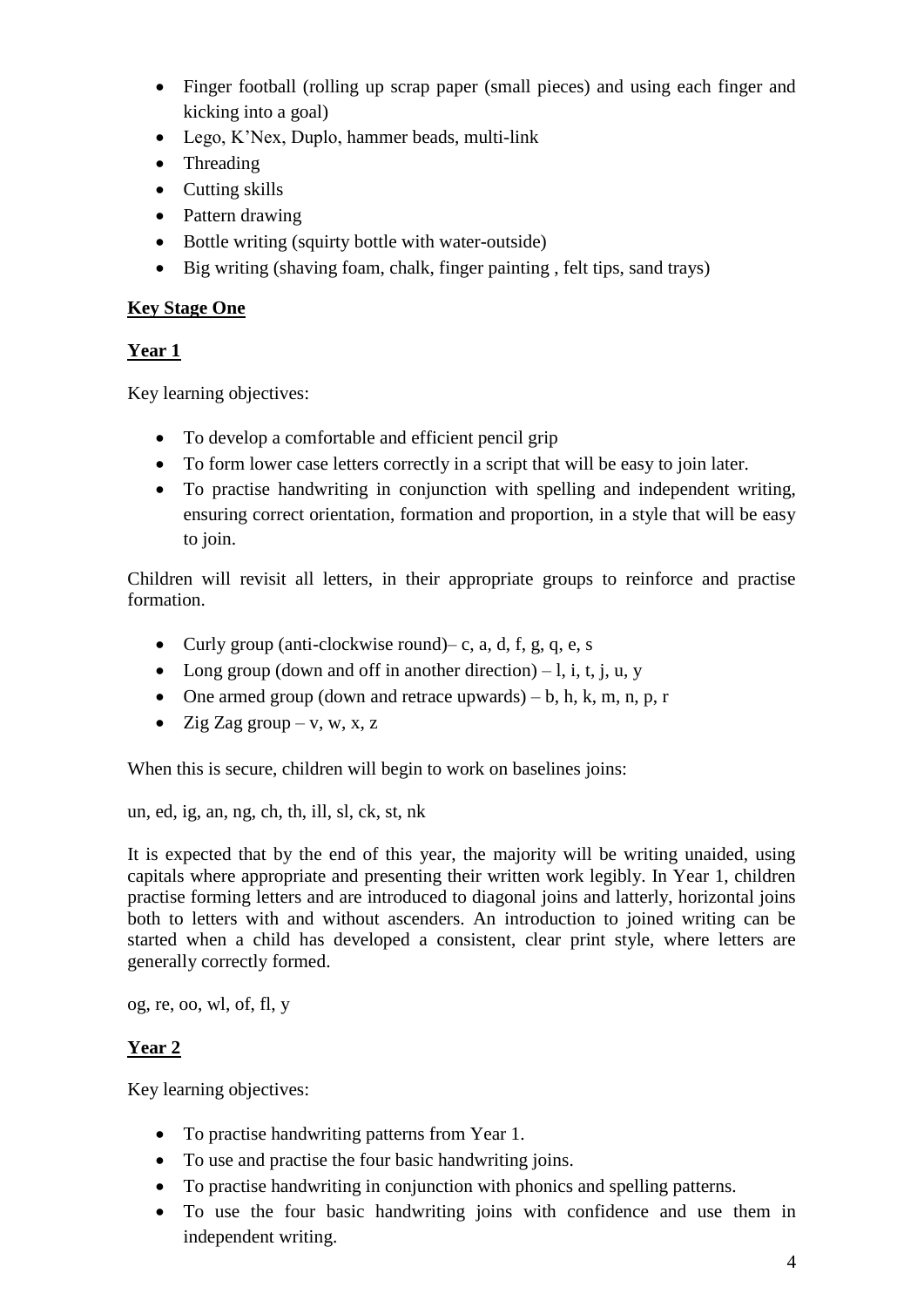- Finger football (rolling up scrap paper (small pieces) and using each finger and kicking into a goal)
- Lego, K'Nex, Duplo, hammer beads, multi-link
- Threading
- Cutting skills
- Pattern drawing
- Bottle writing (squirty bottle with water-outside)
- Big writing (shaving foam, chalk, finger painting , felt tips, sand trays)

## Key Stage One

### Year 1

Key learning objectives:

- To develop a comfortable and efficient pencil grip
- To form lower case letters correctly in a script that will be easy to join later.
- To practise handwriting in conjunction with spelling and independent writing, ensuring correct orientation, formation and proportion, in a style that will be easy to join.

Children will revisit all letters, in their appropriate groups to reinforce and practise formation.

- Curly group (anti-clockwise round)– c, a, d, f, g, q, e, s
- Long group (down and off in another direction) – l, i, t, j, u, y
- One armed group (down and retrace upwards) – b, h, k, m, n, p, r
- Zig Zag group – v, w, x, z

When this is secure, children will begin to work on baselines joins:

un, ed, ig, an, ng, ch, th, ill, sl, ck, st, nk

It is expected that by the end of this year, the majority will be writing unaided, using capitals where appropriate and presenting their written work legibly. In Year 1, children practise forming letters and are introduced to diagonal joins and latterly, horizontal joins both to letters with and without ascenders. An introduction to joined writing can be started when a child has developed a consistent, clear print style, where letters are generally correctly formed.

og, re, oo, wl, of, fl, y

### Year 2

Key learning objectives:

- To practise handwriting patterns from Year 1.
- To use and practise the four basic handwriting joins.
- To practise handwriting in conjunction with phonics and spelling patterns.
- To use the four basic handwriting joins with confidence and use them in independent writing.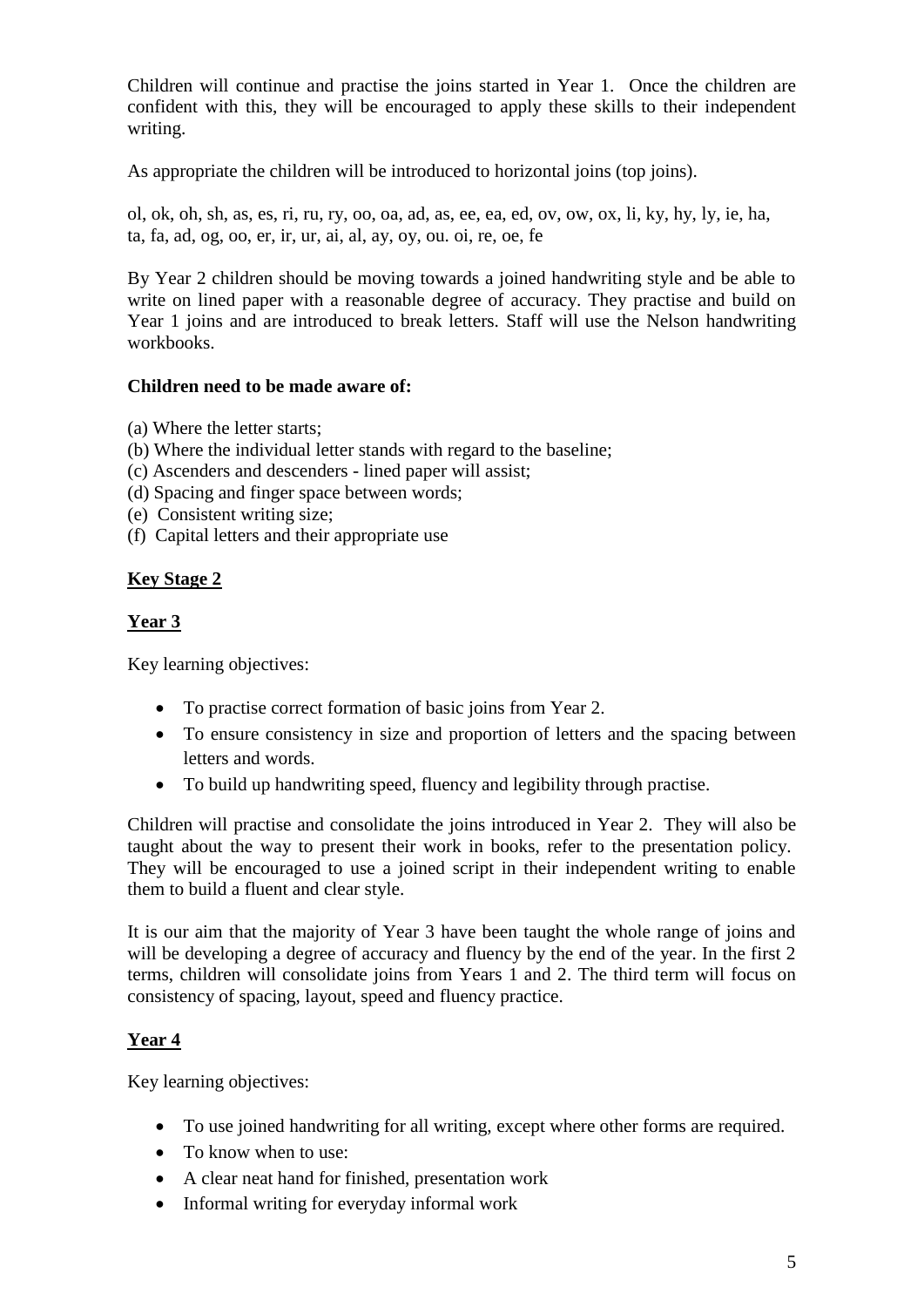Children will continue and practise the joins started in Year 1. Once the children are confident with this, they will be encouraged to apply these skills to their independent writing.

As appropriate the children will be introduced to horizontal joins (top joins).

ol, ok, oh, sh, as, es, ri, ru, ry, oo, oa, ad, as, ee, ea, ed, ov, ow, ox, li, ky, hy, ly, ie, ha, ta, fa, ad, og, oo, er, ir, ur, ai, al, ay, oy, ou. oi, re, oe, fe

By Year 2 children should be moving towards a joined handwriting style and be able to write on lined paper with a reasonable degree of accuracy. They practise and build on Year 1 joins and are introduced to break letters. Staff will use the Nelson handwriting workbooks.

**Children need to be made aware of:**

(a) Where the letter starts;
(b) Where the individual letter stands with regard to the baseline;
(c) Ascenders and descenders - lined paper will assist;
(d) Spacing and finger space between words;
(e) Consistent writing size;
(f) Capital letters and their appropriate use

## Key Stage 2

### Year 3

Key learning objectives:

- To practise correct formation of basic joins from Year 2.
- To ensure consistency in size and proportion of letters and the spacing between letters and words.
- To build up handwriting speed, fluency and legibility through practise.

Children will practise and consolidate the joins introduced in Year 2. They will also be taught about the way to present their work in books, refer to the presentation policy. They will be encouraged to use a joined script in their independent writing to enable them to build a fluent and clear style.

It is our aim that the majority of Year 3 have been taught the whole range of joins and will be developing a degree of accuracy and fluency by the end of the year. In the first 2 terms, children will consolidate joins from Years 1 and 2. The third term will focus on consistency of spacing, layout, speed and fluency practice.

### Year 4

Key learning objectives:

- To use joined handwriting for all writing, except where other forms are required.
- To know when to use:
- A clear neat hand for finished, presentation work
- Informal writing for everyday informal work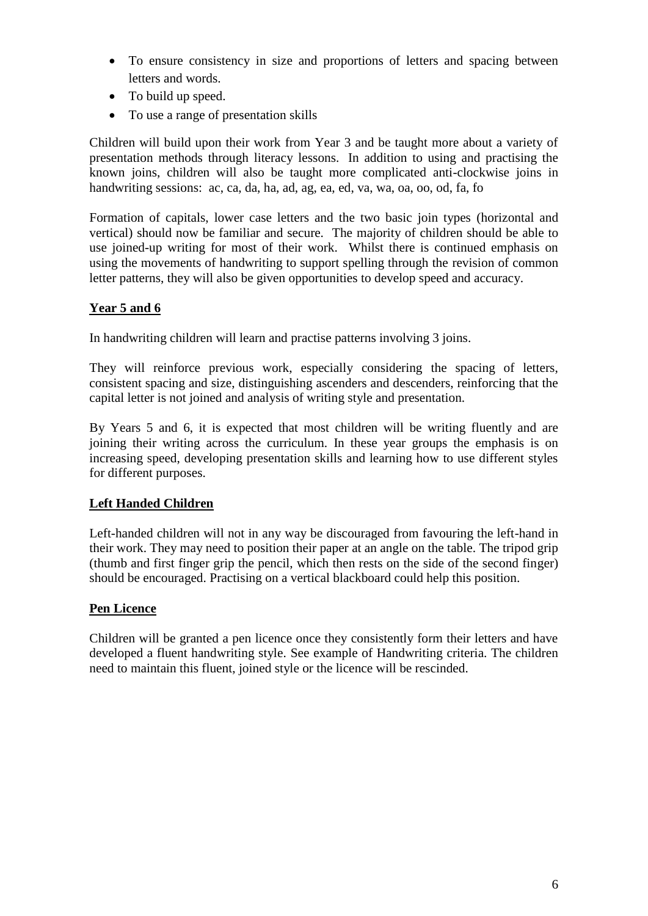- To ensure consistency in size and proportions of letters and spacing between letters and words.
- To build up speed.
- To use a range of presentation skills

Children will build upon their work from Year 3 and be taught more about a variety of presentation methods through literacy lessons. In addition to using and practising the known joins, children will also be taught more complicated anti-clockwise joins in handwriting sessions: ac, ca, da, ha, ad, ag, ea, ed, va, wa, oa, oo, od, fa, fo

Formation of capitals, lower case letters and the two basic join types (horizontal and vertical) should now be familiar and secure. The majority of children should be able to use joined-up writing for most of their work. Whilst there is continued emphasis on using the movements of handwriting to support spelling through the revision of common letter patterns, they will also be given opportunities to develop speed and accuracy.

**Year 5 and 6**

In handwriting children will learn and practise patterns involving 3 joins.

They will reinforce previous work, especially considering the spacing of letters, consistent spacing and size, distinguishing ascenders and descenders, reinforcing that the capital letter is not joined and analysis of writing style and presentation.

By Years 5 and 6, it is expected that most children will be writing fluently and are joining their writing across the curriculum. In these year groups the emphasis is on increasing speed, developing presentation skills and learning how to use different styles for different purposes.

**Left Handed Children**

Left-handed children will not in any way be discouraged from favouring the left-hand in their work. They may need to position their paper at an angle on the table. The tripod grip (thumb and first finger grip the pencil, which then rests on the side of the second finger) should be encouraged. Practising on a vertical blackboard could help this position.

**Pen Licence**

Children will be granted a pen licence once they consistently form their letters and have developed a fluent handwriting style. See example of Handwriting criteria. The children need to maintain this fluent, joined style or the licence will be rescinded.